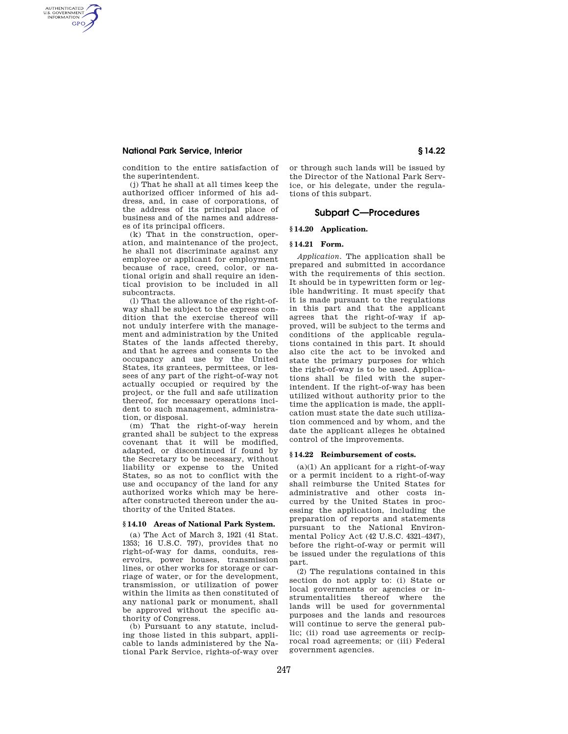condition to the entire satisfaction of the superintendent.

(j) That he shall at all times keep the authorized officer informed of his address, and, in case of corporations, of the address of its principal place of business and of the names and addresses of its principal officers.

(k) That in the construction, operation, and maintenance of the project, he shall not discriminate against any employee or applicant for employment because of race, creed, color, or national origin and shall require an identical provision to be included in all subcontracts.

(l) That the allowance of the right-of-way shall be subject to the express condition that the exercise thereof will not unduly interfere with the management and administration by the United States of the lands affected thereby, and that he agrees and consents to the occupancy and use by the United States, its grantees, permittees, or lessees of any part of the right-of-way not actually occupied or required by the project, or the full and safe utilization thereof, for necessary operations incident to such management, administration, or disposal.

(m) That the right-of-way herein granted shall be subject to the express covenant that it will be modified, adapted, or discontinued if found by the Secretary to be necessary, without liability or expense to the United States, so as not to conflict with the use and occupancy of the land for any authorized works which may be hereafter constructed thereon under the authority of the United States.

### § 14.10 Areas of National Park System.

(a) The Act of March 3, 1921 (41 Stat. 1353; 16 U.S.C. 797), provides that no right-of-way for dams, conduits, reservoirs, power houses, transmission lines, or other works for storage or carriage of water, or for the development, transmission, or utilization of power within the limits as then constituted of any national park or monument, shall be approved without the specific authority of Congress.

(b) Pursuant to any statute, including those listed in this subpart, applicable to lands administered by the National Park Service, rights-of-way over or through such lands will be issued by the Director of the National Park Service, or his delegate, under the regulations of this subpart.

## Subpart C—Procedures

### § 14.20 Application.

### § 14.21 Form.

*Application.* The application shall be prepared and submitted in accordance with the requirements of this section. It should be in typewritten form or legible handwriting. It must specify that it is made pursuant to the regulations in this part and that the applicant agrees that the right-of-way if approved, will be subject to the terms and conditions of the applicable regulations contained in this part. It should also cite the act to be invoked and state the primary purposes for which the right-of-way is to be used. Applications shall be filed with the superintendent. If the right-of-way has been utilized without authority prior to the time the application is made, the application must state the date such utilization commenced and by whom, and the date the applicant alleges he obtained control of the improvements.

### § 14.22 Reimbursement of costs.

(a)(1) An applicant for a right-of-way or a permit incident to a right-of-way shall reimburse the United States for administrative and other costs incurred by the United States in processing the application, including the preparation of reports and statements pursuant to the National Environmental Policy Act (42 U.S.C. 4321–4347), before the right-of-way or permit will be issued under the regulations of this part.

(2) The regulations contained in this section do not apply to: (i) State or local governments or agencies or instrumentalities thereof where the lands will be used for governmental purposes and the lands and resources will continue to serve the general public; (ii) road use agreements or reciprocal road agreements; or (iii) Federal government agencies.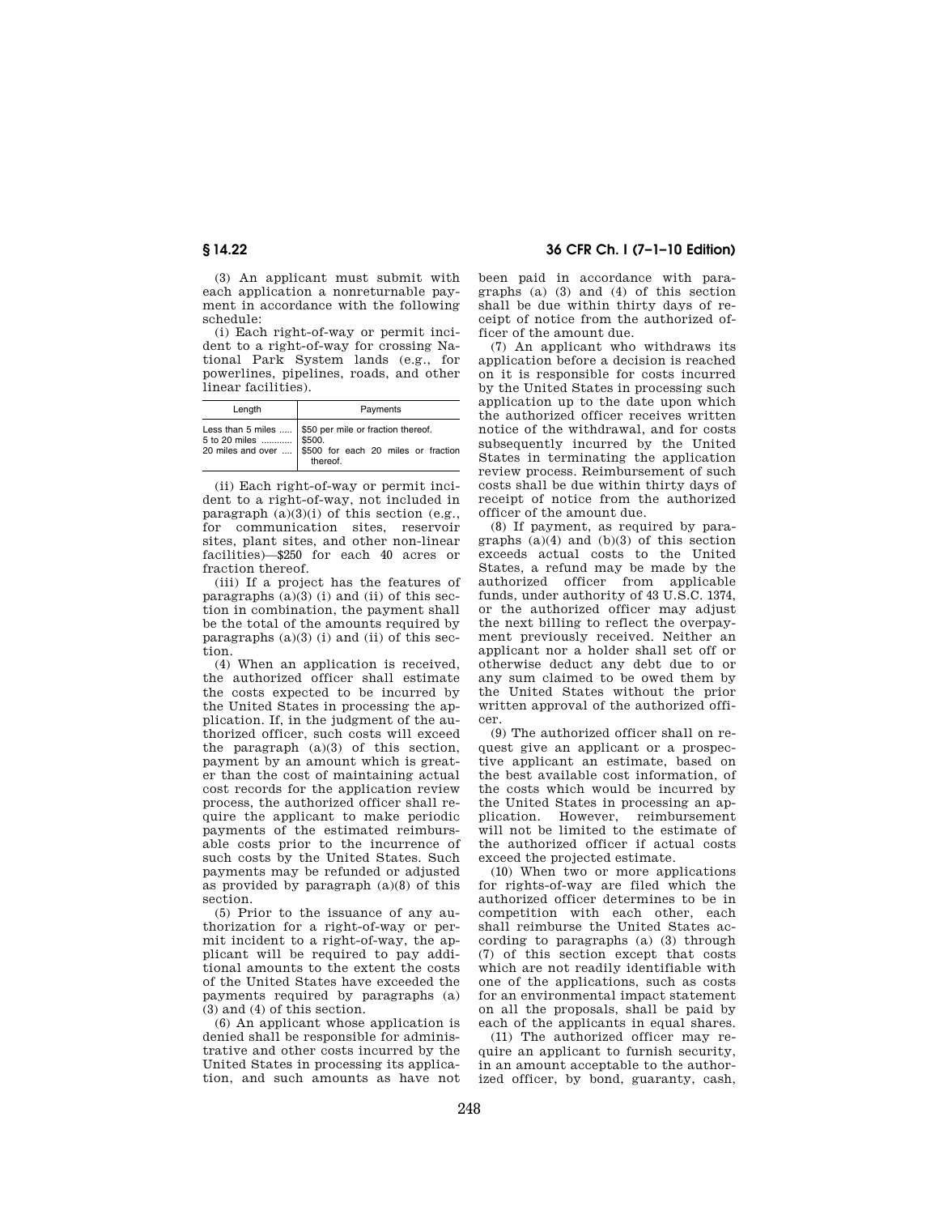(3) An applicant must submit with each application a nonreturnable payment in accordance with the following schedule:

(i) Each right-of-way or permit incident to a right-of-way for crossing National Park System lands (e.g., for powerlines, pipelines, roads, and other linear facilities).

| Length | Payments |
|---|---|
| Less than 5 miles ..... | $50 per mile or fraction thereof. |
| 5 to 20 miles ........... | $500. |
| 20 miles and over .... | $500 for each 20 miles or fraction thereof. |

(ii) Each right-of-way or permit incident to a right-of-way, not included in paragraph (a)(3)(i) of this section (e.g., for communication sites, reservoir sites, plant sites, and other non-linear facilities)—$250 for each 40 acres or fraction thereof.

(iii) If a project has the features of paragraphs (a)(3) (i) and (ii) of this section in combination, the payment shall be the total of the amounts required by paragraphs (a)(3) (i) and (ii) of this section.

(4) When an application is received, the authorized officer shall estimate the costs expected to be incurred by the United States in processing the application. If, in the judgment of the authorized officer, such costs will exceed the paragraph (a)(3) of this section, payment by an amount which is greater than the cost of maintaining actual cost records for the application review process, the authorized officer shall require the applicant to make periodic payments of the estimated reimbursable costs prior to the incurrence of such costs by the United States. Such payments may be refunded or adjusted as provided by paragraph (a)(8) of this section.

(5) Prior to the issuance of any authorization for a right-of-way or permit incident to a right-of-way, the applicant will be required to pay additional amounts to the extent the costs of the United States have exceeded the payments required by paragraphs (a) (3) and (4) of this section.

(6) An applicant whose application is denied shall be responsible for administrative and other costs incurred by the United States in processing its application, and such amounts as have not been paid in accordance with paragraphs (a) (3) and (4) of this section shall be due within thirty days of receipt of notice from the authorized officer of the amount due.

(7) An applicant who withdraws its application before a decision is reached on it is responsible for costs incurred by the United States in processing such application up to the date upon which the authorized officer receives written notice of the withdrawal, and for costs subsequently incurred by the United States in terminating the application review process. Reimbursement of such costs shall be due within thirty days of receipt of notice from the authorized officer of the amount due.

(8) If payment, as required by paragraphs (a)(4) and (b)(3) of this section exceeds actual costs to the United States, a refund may be made by the authorized officer from applicable funds, under authority of 43 U.S.C. 1374, or the authorized officer may adjust the next billing to reflect the overpayment previously received. Neither an applicant nor a holder shall set off or otherwise deduct any debt due to or any sum claimed to be owed them by the United States without the prior written approval of the authorized officer.

(9) The authorized officer shall on request give an applicant or a prospective applicant an estimate, based on the best available cost information, of the costs which would be incurred by the United States in processing an application. However, reimbursement will not be limited to the estimate of the authorized officer if actual costs exceed the projected estimate.

(10) When two or more applications for rights-of-way are filed which the authorized officer determines to be in competition with each other, each shall reimburse the United States according to paragraphs (a) (3) through (7) of this section except that costs which are not readily identifiable with one of the applications, such as costs for an environmental impact statement on all the proposals, shall be paid by each of the applicants in equal shares.

(11) The authorized officer may require an applicant to furnish security, in an amount acceptable to the authorized officer, by bond, guaranty, cash,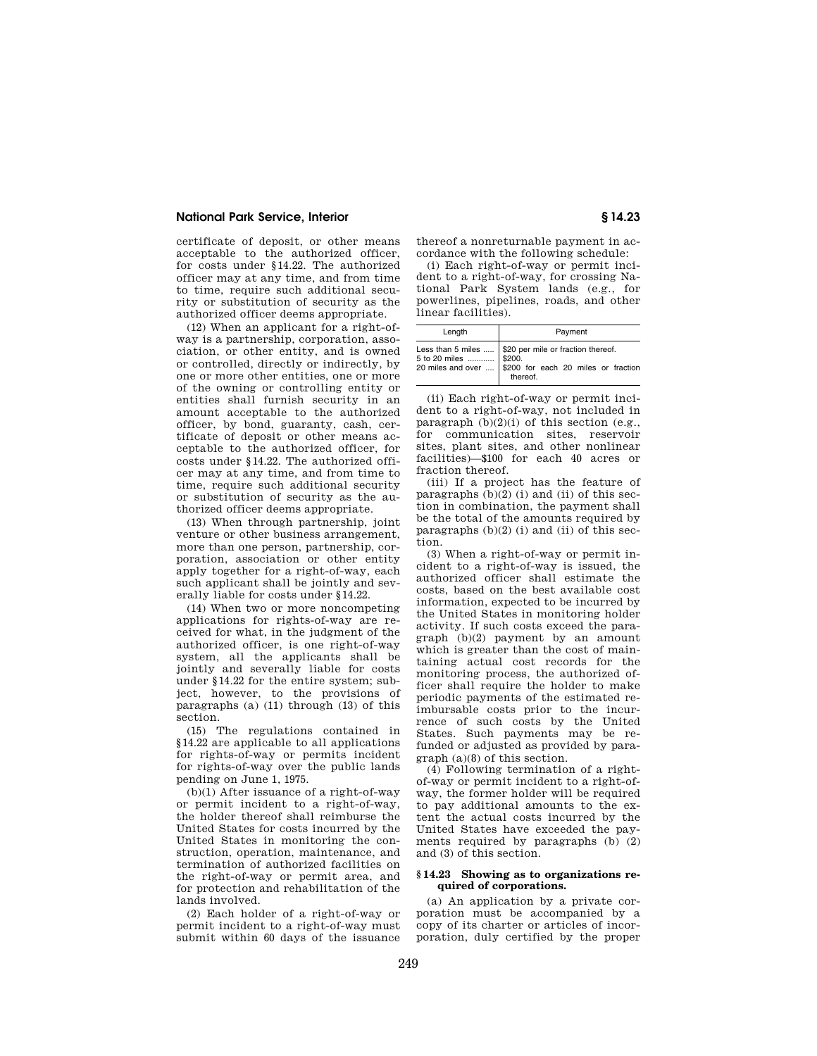certificate of deposit, or other means acceptable to the authorized officer, for costs under §14.22. The authorized officer may at any time, and from time to time, require such additional security or substitution of security as the authorized officer deems appropriate.

(12) When an applicant for a right-of-way is a partnership, corporation, association, or other entity, and is owned or controlled, directly or indirectly, by one or more other entities, one or more of the owning or controlling entity or entities shall furnish security in an amount acceptable to the authorized officer, by bond, guaranty, cash, certificate of deposit or other means acceptable to the authorized officer, for costs under §14.22. The authorized officer may at any time, and from time to time, require such additional security or substitution of security as the authorized officer deems appropriate.

(13) When through partnership, joint venture or other business arrangement, more than one person, partnership, corporation, association or other entity apply together for a right-of-way, each such applicant shall be jointly and severally liable for costs under §14.22.

(14) When two or more noncompeting applications for rights-of-way are received for what, in the judgment of the authorized officer, is one right-of-way system, all the applicants shall be jointly and severally liable for costs under §14.22 for the entire system; subject, however, to the provisions of paragraphs (a) (11) through (13) of this section.

(15) The regulations contained in §14.22 are applicable to all applications for rights-of-way or permits incident for rights-of-way over the public lands pending on June 1, 1975.

(b)(1) After issuance of a right-of-way or permit incident to a right-of-way, the holder thereof shall reimburse the United States for costs incurred by the United States in monitoring the construction, operation, maintenance, and termination of authorized facilities on the right-of-way or permit area, and for protection and rehabilitation of the lands involved.

(2) Each holder of a right-of-way or permit incident to a right-of-way must submit within 60 days of the issuance thereof a nonreturnable payment in accordance with the following schedule:

(i) Each right-of-way or permit incident to a right-of-way, for crossing National Park System lands (e.g., for powerlines, pipelines, roads, and other linear facilities).

| Length | Payment |
|---|---|
| Less than 5 miles | $20 per mile or fraction thereof. |
| 5 to 20 miles | $200. |
| 20 miles and over | $200 for each 20 miles or fraction thereof. |

(ii) Each right-of-way or permit incident to a right-of-way, not included in paragraph (b)(2)(i) of this section (e.g., for communication sites, reservoir sites, plant sites, and other nonlinear facilities)—$100 for each 40 acres or fraction thereof.

(iii) If a project has the feature of paragraphs (b)(2) (i) and (ii) of this section in combination, the payment shall be the total of the amounts required by paragraphs (b)(2) (i) and (ii) of this section.

(3) When a right-of-way or permit incident to a right-of-way is issued, the authorized officer shall estimate the costs, based on the best available cost information, expected to be incurred by the United States in monitoring holder activity. If such costs exceed the paragraph (b)(2) payment by an amount which is greater than the cost of maintaining actual cost records for the monitoring process, the authorized officer shall require the holder to make periodic payments of the estimated reimbursable costs prior to the incurrence of such costs by the United States. Such payments may be refunded or adjusted as provided by paragraph (a)(8) of this section.

(4) Following termination of a right-of-way or permit incident to a right-of-way, the former holder will be required to pay additional amounts to the extent the actual costs incurred by the United States have exceeded the payments required by paragraphs (b) (2) and (3) of this section.

### §14.23 Showing as to organizations required of corporations.

(a) An application by a private corporation must be accompanied by a copy of its charter or articles of incorporation, duly certified by the proper